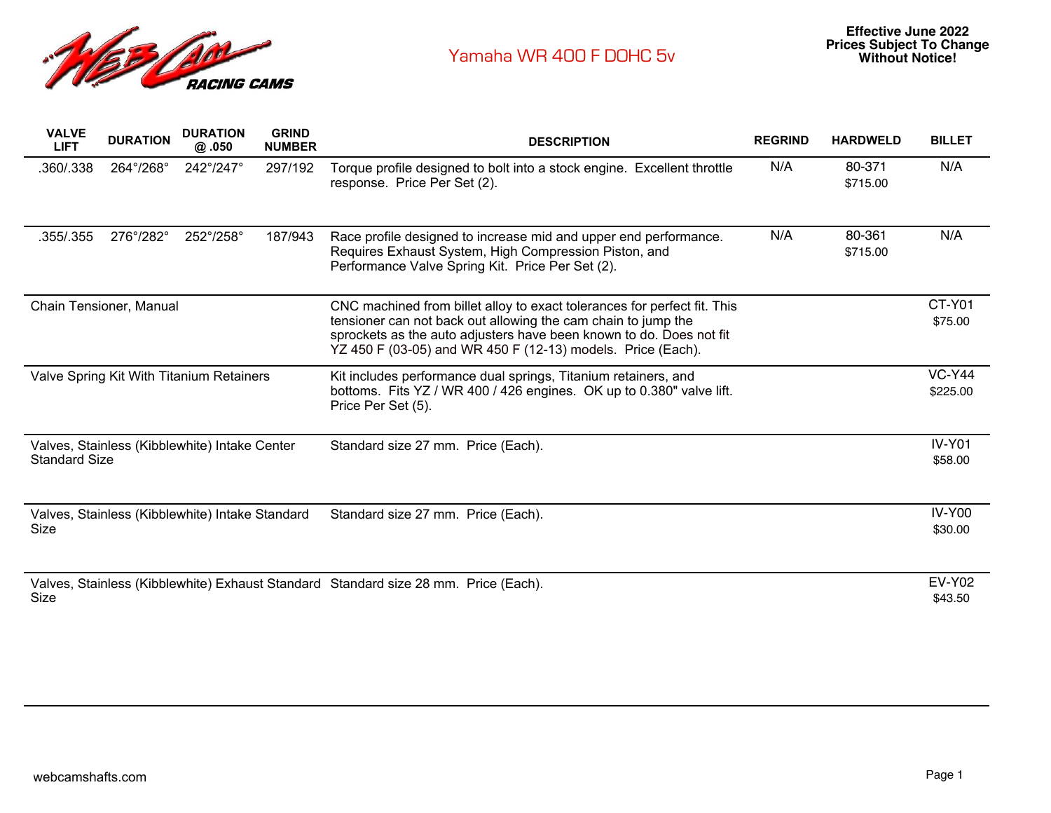# Yamaha WR 400 F DOHC 5v

**Effective June 2022**
**Prices Subject To Change Without Notice!**

| VALVE LIFT | DURATION | DURATION @ .050 | GRIND NUMBER | DESCRIPTION | REGRIND | HARDWELD | BILLET |
|---|---|---|---|---|---|---|---|
| .360/.338 | 264°/268° | 242°/247° | 297/192 | Torque profile designed to bolt into a stock engine. Excellent throttle response. Price Per Set (2). | N/A | 80-371 $715.00 | N/A |
| .355/.355 | 276°/282° | 252°/258° | 187/943 | Race profile designed to increase mid and upper end performance. Requires Exhaust System, High Compression Piston, and Performance Valve Spring Kit. Price Per Set (2). | N/A | 80-361 $715.00 | N/A |
| Chain Tensioner, Manual | | | | CNC machined from billet alloy to exact tolerances for perfect fit. This tensioner can not back out allowing the cam chain to jump the sprockets as the auto adjusters have been known to do. Does not fit YZ 450 F (03-05) and WR 450 F (12-13) models. Price (Each). | | | CT-Y01 $75.00 |
| Valve Spring Kit With Titanium Retainers | | | | Kit includes performance dual springs, Titanium retainers, and bottoms. Fits YZ / WR 400 / 426 engines. OK up to 0.380" valve lift. Price Per Set (5). | | | VC-Y44 $225.00 |
| Valves, Stainless (Kibblewhite) Intake Center Standard Size | | | | Standard size 27 mm. Price (Each). | | | IV-Y01 $58.00 |
| Valves, Stainless (Kibblewhite) Intake Standard Size | | | | Standard size 27 mm. Price (Each). | | | IV-Y00 $30.00 |
| Valves, Stainless (Kibblewhite) Exhaust Standard Size | | | | Standard size 28 mm. Price (Each). | | | EV-Y02 $43.50 |

webcamshafts.com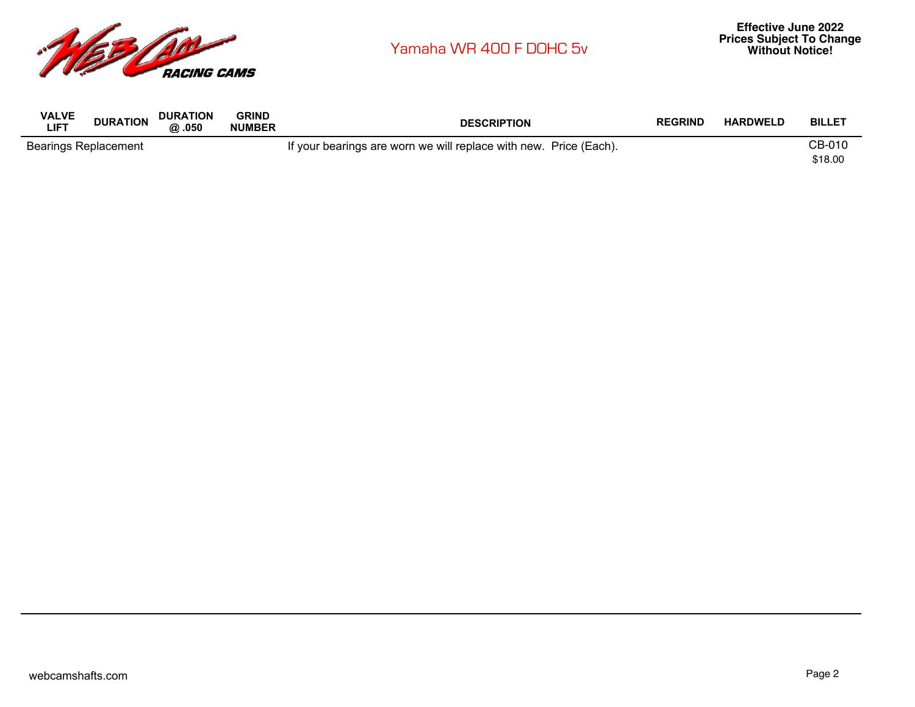# Yamaha WR 400 F DOHC 5v

**Effective June 2022**
**Prices Subject To Change Without Notice!**

| VALVE LIFT | DURATION | DURATION @ .050 | GRIND NUMBER | DESCRIPTION | REGRIND | HARDWELD | BILLET |
|---|---|---|---|---|---|---|---|
| Bearings Replacement | | | | If your bearings are worn we will replace with new. Price (Each). | | | CB-010 $18.00 |

webcamshafts.com